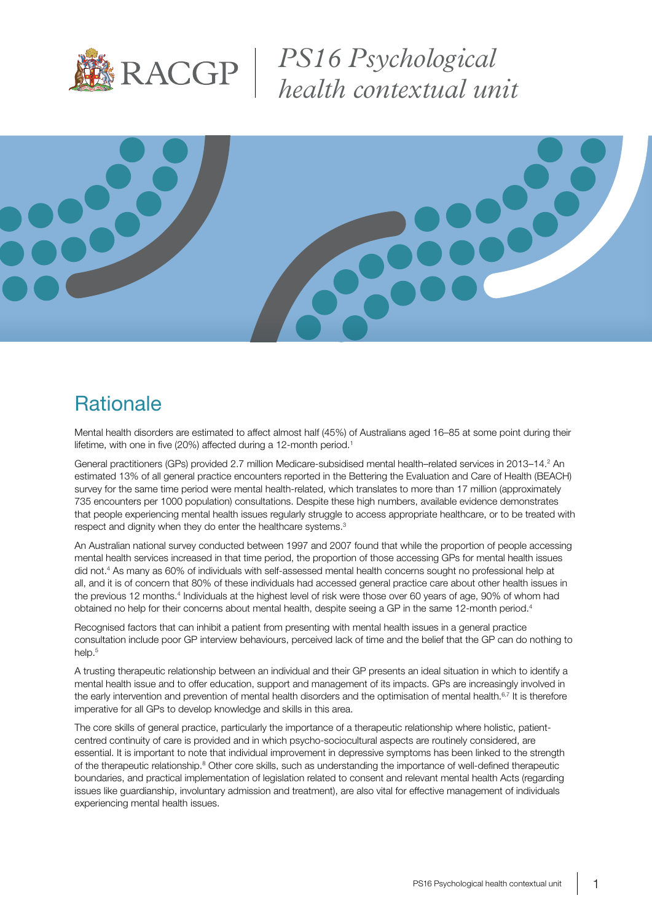# PS16 Psychological health contextual unit

## Rationale

Mental health disorders are estimated to affect almost half (45%) of Australians aged 16–85 at some point during their lifetime, with one in five (20%) affected during a 12-month period.[1]

General practitioners (GPs) provided 2.7 million Medicare-subsidised mental health–related services in 2013–14.[2] An estimated 13% of all general practice encounters reported in the Bettering the Evaluation and Care of Health (BEACH) survey for the same time period were mental health-related, which translates to more than 17 million (approximately 735 encounters per 1000 population) consultations. Despite these high numbers, available evidence demonstrates that people experiencing mental health issues regularly struggle to access appropriate healthcare, or to be treated with respect and dignity when they do enter the healthcare systems.[3]

An Australian national survey conducted between 1997 and 2007 found that while the proportion of people accessing mental health services increased in that time period, the proportion of those accessing GPs for mental health issues did not.[4] As many as 60% of individuals with self-assessed mental health concerns sought no professional help at all, and it is of concern that 80% of these individuals had accessed general practice care about other health issues in the previous 12 months.[4] Individuals at the highest level of risk were those over 60 years of age, 90% of whom had obtained no help for their concerns about mental health, despite seeing a GP in the same 12-month period.[4]

Recognised factors that can inhibit a patient from presenting with mental health issues in a general practice consultation include poor GP interview behaviours, perceived lack of time and the belief that the GP can do nothing to help.[5]

A trusting therapeutic relationship between an individual and their GP presents an ideal situation in which to identify a mental health issue and to offer education, support and management of its impacts. GPs are increasingly involved in the early intervention and prevention of mental health disorders and the optimisation of mental health.[6,7] It is therefore imperative for all GPs to develop knowledge and skills in this area.

The core skills of general practice, particularly the importance of a therapeutic relationship where holistic, patient-centred continuity of care is provided and in which psycho-sociocultural aspects are routinely considered, are essential. It is important to note that individual improvement in depressive symptoms has been linked to the strength of the therapeutic relationship.[8] Other core skills, such as understanding the importance of well-defined therapeutic boundaries, and practical implementation of legislation related to consent and relevant mental health Acts (regarding issues like guardianship, involuntary admission and treatment), are also vital for effective management of individuals experiencing mental health issues.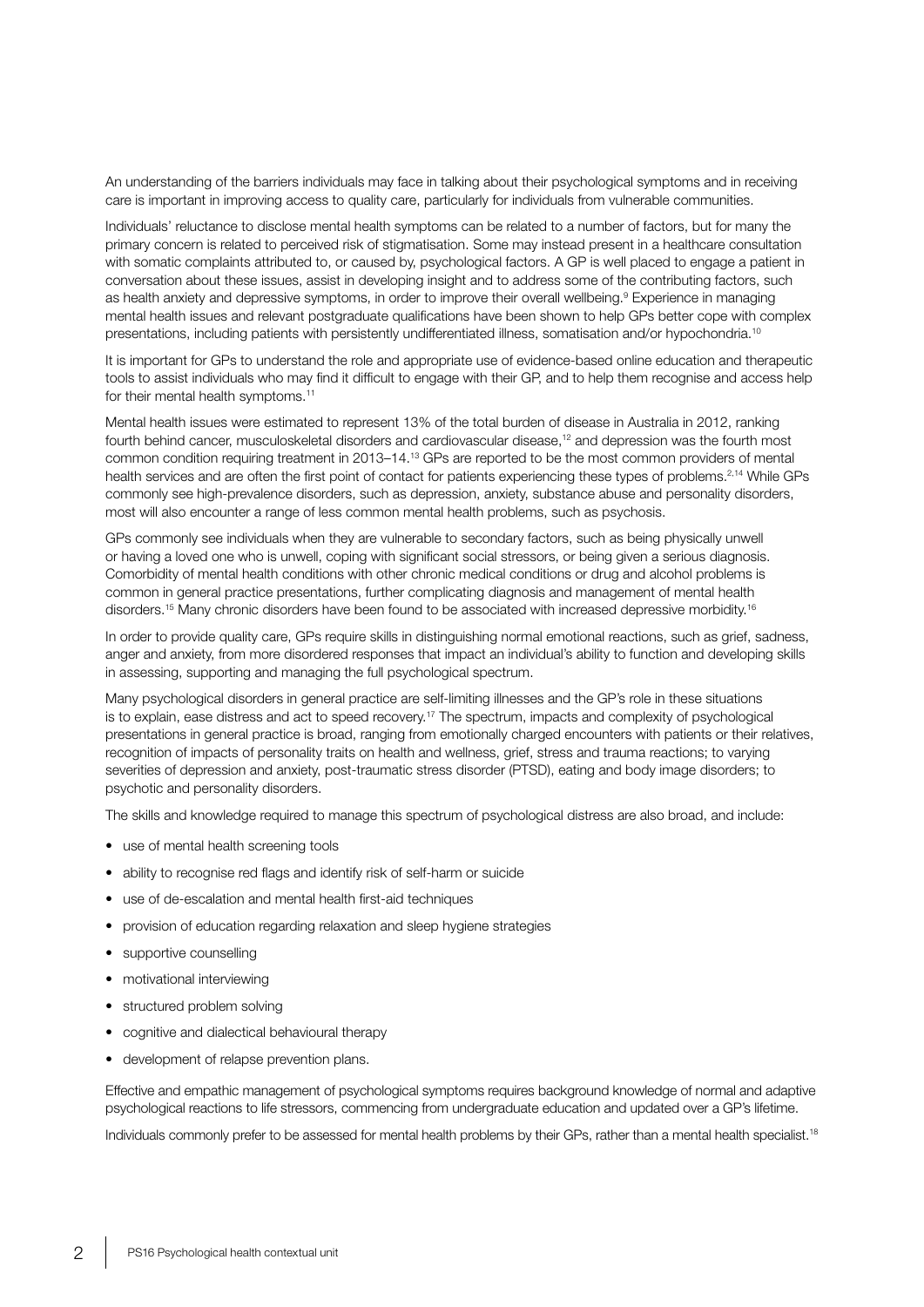An understanding of the barriers individuals may face in talking about their psychological symptoms and in receiving care is important in improving access to quality care, particularly for individuals from vulnerable communities.

Individuals' reluctance to disclose mental health symptoms can be related to a number of factors, but for many the primary concern is related to perceived risk of stigmatisation. Some may instead present in a healthcare consultation with somatic complaints attributed to, or caused by, psychological factors. A GP is well placed to engage a patient in conversation about these issues, assist in developing insight and to address some of the contributing factors, such as health anxiety and depressive symptoms, in order to improve their overall wellbeing.[9] Experience in managing mental health issues and relevant postgraduate qualifications have been shown to help GPs better cope with complex presentations, including patients with persistently undifferentiated illness, somatisation and/or hypochondria.[10]

It is important for GPs to understand the role and appropriate use of evidence-based online education and therapeutic tools to assist individuals who may find it difficult to engage with their GP, and to help them recognise and access help for their mental health symptoms.[11]

Mental health issues were estimated to represent 13% of the total burden of disease in Australia in 2012, ranking fourth behind cancer, musculoskeletal disorders and cardiovascular disease,[12] and depression was the fourth most common condition requiring treatment in 2013–14.[13] GPs are reported to be the most common providers of mental health services and are often the first point of contact for patients experiencing these types of problems.[2,14] While GPs commonly see high-prevalence disorders, such as depression, anxiety, substance abuse and personality disorders, most will also encounter a range of less common mental health problems, such as psychosis.

GPs commonly see individuals when they are vulnerable to secondary factors, such as being physically unwell or having a loved one who is unwell, coping with significant social stressors, or being given a serious diagnosis. Comorbidity of mental health conditions with other chronic medical conditions or drug and alcohol problems is common in general practice presentations, further complicating diagnosis and management of mental health disorders.[15] Many chronic disorders have been found to be associated with increased depressive morbidity.[16]

In order to provide quality care, GPs require skills in distinguishing normal emotional reactions, such as grief, sadness, anger and anxiety, from more disordered responses that impact an individual's ability to function and developing skills in assessing, supporting and managing the full psychological spectrum.

Many psychological disorders in general practice are self-limiting illnesses and the GP's role in these situations is to explain, ease distress and act to speed recovery.[17] The spectrum, impacts and complexity of psychological presentations in general practice is broad, ranging from emotionally charged encounters with patients or their relatives, recognition of impacts of personality traits on health and wellness, grief, stress and trauma reactions; to varying severities of depression and anxiety, post-traumatic stress disorder (PTSD), eating and body image disorders; to psychotic and personality disorders.

The skills and knowledge required to manage this spectrum of psychological distress are also broad, and include:

- use of mental health screening tools
- ability to recognise red flags and identify risk of self-harm or suicide
- use of de-escalation and mental health first-aid techniques
- provision of education regarding relaxation and sleep hygiene strategies
- supportive counselling
- motivational interviewing
- structured problem solving
- cognitive and dialectical behavioural therapy
- development of relapse prevention plans.

Effective and empathic management of psychological symptoms requires background knowledge of normal and adaptive psychological reactions to life stressors, commencing from undergraduate education and updated over a GP's lifetime.

Individuals commonly prefer to be assessed for mental health problems by their GPs, rather than a mental health specialist.[18]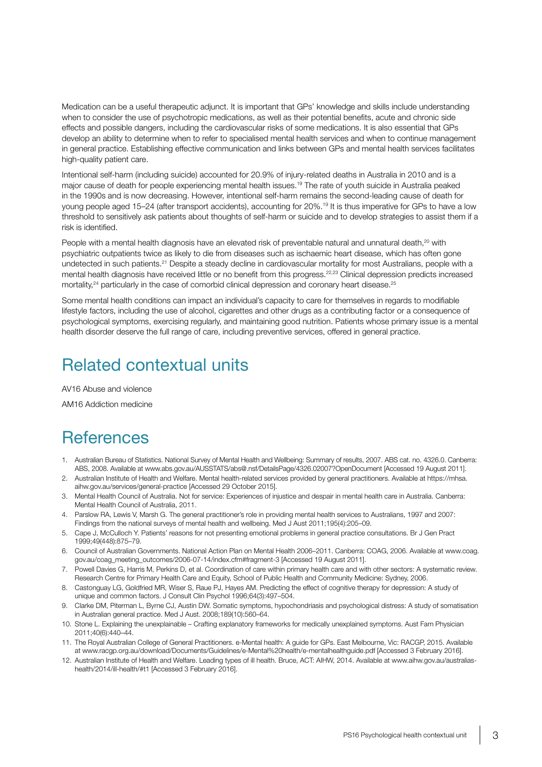Medication can be a useful therapeutic adjunct. It is important that GPs' knowledge and skills include understanding when to consider the use of psychotropic medications, as well as their potential benefits, acute and chronic side effects and possible dangers, including the cardiovascular risks of some medications. It is also essential that GPs develop an ability to determine when to refer to specialised mental health services and when to continue management in general practice. Establishing effective communication and links between GPs and mental health services facilitates high-quality patient care.

Intentional self-harm (including suicide) accounted for 20.9% of injury-related deaths in Australia in 2010 and is a major cause of death for people experiencing mental health issues.[19] The rate of youth suicide in Australia peaked in the 1990s and is now decreasing. However, intentional self-harm remains the second-leading cause of death for young people aged 15–24 (after transport accidents), accounting for 20%.[19] It is thus imperative for GPs to have a low threshold to sensitively ask patients about thoughts of self-harm or suicide and to develop strategies to assist them if a risk is identified.

People with a mental health diagnosis have an elevated risk of preventable natural and unnatural death,[20] with psychiatric outpatients twice as likely to die from diseases such as ischaemic heart disease, which has often gone undetected in such patients.[21] Despite a steady decline in cardiovascular mortality for most Australians, people with a mental health diagnosis have received little or no benefit from this progress.[22,23] Clinical depression predicts increased mortality,[24] particularly in the case of comorbid clinical depression and coronary heart disease.[25]

Some mental health conditions can impact an individual's capacity to care for themselves in regards to modifiable lifestyle factors, including the use of alcohol, cigarettes and other drugs as a contributing factor or a consequence of psychological symptoms, exercising regularly, and maintaining good nutrition. Patients whose primary issue is a mental health disorder deserve the full range of care, including preventive services, offered in general practice.

## Related contextual units

AV16 Abuse and violence

AM16 Addiction medicine

## References

1. Australian Bureau of Statistics. National Survey of Mental Health and Wellbeing: Summary of results, 2007. ABS cat. no. 4326.0. Canberra: ABS, 2008. Available at www.abs.gov.au/AUSSTATS/abs@.nsf/DetailsPage/4326.02007?OpenDocument [Accessed 19 August 2011].
2. Australian Institute of Health and Welfare. Mental health-related services provided by general practitioners. Available at https://mhsa.aihw.gov.au/services/general-practice [Accessed 29 October 2015].
3. Mental Health Council of Australia. Not for service: Experiences of injustice and despair in mental health care in Australia. Canberra: Mental Health Council of Australia, 2011.
4. Parslow RA, Lewis V, Marsh G. The general practitioner's role in providing mental health services to Australians, 1997 and 2007: Findings from the national surveys of mental health and wellbeing. Med J Aust 2011;195(4):205–09.
5. Cape J, McCulloch Y. Patients' reasons for not presenting emotional problems in general practice consultations. Br J Gen Pract 1999;49(448):875–79.
6. Council of Australian Governments. National Action Plan on Mental Health 2006–2011. Canberra: COAG, 2006. Available at www.coag.gov.au/coag_meeting_outcomes/2006-07-14/index.cfm#fragment-3 [Accessed 19 August 2011].
7. Powell Davies G, Harris M, Perkins D, et al. Coordination of care within primary health care and with other sectors: A systematic review. Research Centre for Primary Health Care and Equity, School of Public Health and Community Medicine: Sydney, 2006.
8. Castonguay LG, Goldfried MR, Wiser S, Raue PJ, Hayes AM. Predicting the effect of cognitive therapy for depression: A study of unique and common factors. J Consult Clin Psychol 1996;64(3):497–504.
9. Clarke DM, Piterman L, Byrne CJ, Austin DW. Somatic symptoms, hypochondriasis and psychological distress: A study of somatisation in Australian general practice. Med J Aust. 2008;189(10):560–64.
10. Stone L. Explaining the unexplainable – Crafting explanatory frameworks for medically unexplained symptoms. Aust Fam Physician 2011;40(6):440–44.
11. The Royal Australian College of General Practitioners. e-Mental health: A guide for GPs. East Melbourne, Vic: RACGP, 2015. Available at www.racgp.org.au/download/Documents/Guidelines/e-Mental%20health/e-mentalhealthguide.pdf [Accessed 3 February 2016].
12. Australian Institute of Health and Welfare. Leading types of ill health. Bruce, ACT: AIHW, 2014. Available at www.aihw.gov.au/australias-health/2014/ill-health/#t1 [Accessed 3 February 2016].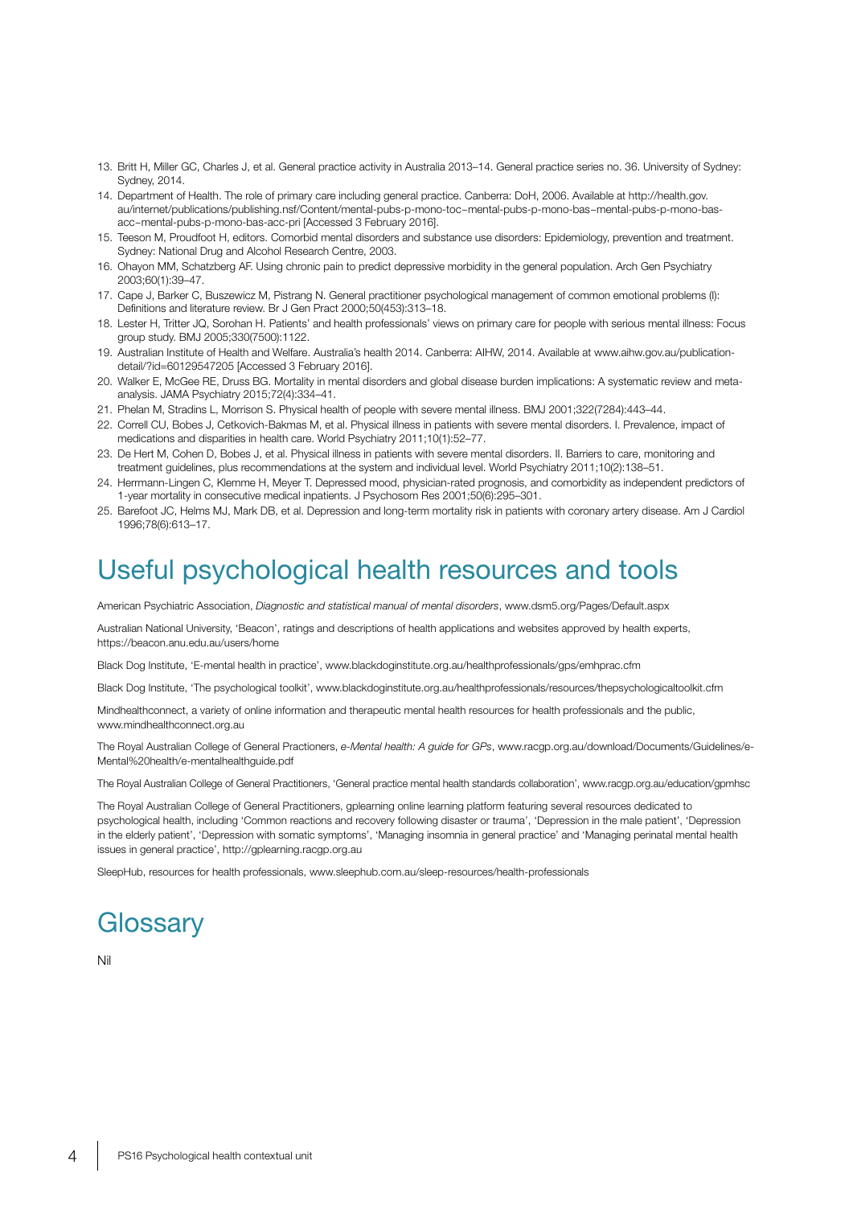13. Britt H, Miller GC, Charles J, et al. General practice activity in Australia 2013–14. General practice series no. 36. University of Sydney: Sydney, 2014.
14. Department of Health. The role of primary care including general practice. Canberra: DoH, 2006. Available at http://health.gov.au/internet/publications/publishing.nsf/Content/mental-pubs-p-mono-toc~mental-pubs-p-mono-bas~mental-pubs-p-mono-bas-acc~mental-pubs-p-mono-bas-acc-pri [Accessed 3 February 2016].
15. Teeson M, Proudfoot H, editors. Comorbid mental disorders and substance use disorders: Epidemiology, prevention and treatment. Sydney: National Drug and Alcohol Research Centre, 2003.
16. Ohayon MM, Schatzberg AF. Using chronic pain to predict depressive morbidity in the general population. Arch Gen Psychiatry 2003;60(1):39–47.
17. Cape J, Barker C, Buszewicz M, Pistrang N. General practitioner psychological management of common emotional problems (I): Definitions and literature review. Br J Gen Pract 2000;50(453):313–18.
18. Lester H, Tritter JQ, Sorohan H. Patients' and health professionals' views on primary care for people with serious mental illness: Focus group study. BMJ 2005;330(7500):1122.
19. Australian Institute of Health and Welfare. Australia's health 2014. Canberra: AIHW, 2014. Available at www.aihw.gov.au/publication-detail/?id=60129547205 [Accessed 3 February 2016].
20. Walker E, McGee RE, Druss BG. Mortality in mental disorders and global disease burden implications: A systematic review and meta-analysis. JAMA Psychiatry 2015;72(4):334–41.
21. Phelan M, Stradins L, Morrison S. Physical health of people with severe mental illness. BMJ 2001;322(7284):443–44.
22. Correll CU, Bobes J, Cetkovich-Bakmas M, et al. Physical illness in patients with severe mental disorders. I. Prevalence, impact of medications and disparities in health care. World Psychiatry 2011;10(1):52–77.
23. De Hert M, Cohen D, Bobes J, et al. Physical illness in patients with severe mental disorders. II. Barriers to care, monitoring and treatment guidelines, plus recommendations at the system and individual level. World Psychiatry 2011;10(2):138–51.
24. Herrmann-Lingen C, Klemme H, Meyer T. Depressed mood, physician-rated prognosis, and comorbidity as independent predictors of 1-year mortality in consecutive medical inpatients. J Psychosom Res 2001;50(6):295–301.
25. Barefoot JC, Helms MJ, Mark DB, et al. Depression and long-term mortality risk in patients with coronary artery disease. Am J Cardiol 1996;78(6):613–17.

# Useful psychological health resources and tools

American Psychiatric Association, *Diagnostic and statistical manual of mental disorders*, www.dsm5.org/Pages/Default.aspx

Australian National University, 'Beacon', ratings and descriptions of health applications and websites approved by health experts, https://beacon.anu.edu.au/users/home

Black Dog Institute, 'E-mental health in practice', www.blackdoginstitute.org.au/healthprofessionals/gps/emhprac.cfm

Black Dog Institute, 'The psychological toolkit', www.blackdoginstitute.org.au/healthprofessionals/resources/thepsychologicaltoolkit.cfm

Mindhealthconnect, a variety of online information and therapeutic mental health resources for health professionals and the public, www.mindhealthconnect.org.au

The Royal Australian College of General Practioners, *e-Mental health: A guide for GPs*, www.racgp.org.au/download/Documents/Guidelines/e-Mental%20health/e-mentalhealthguide.pdf

The Royal Australian College of General Practitioners, 'General practice mental health standards collaboration', www.racgp.org.au/education/gpmhsc

The Royal Australian College of General Practitioners, gplearning online learning platform featuring several resources dedicated to psychological health, including 'Common reactions and recovery following disaster or trauma', 'Depression in the male patient', 'Depression in the elderly patient', 'Depression with somatic symptoms', 'Managing insomnia in general practice' and 'Managing perinatal mental health issues in general practice', http://gplearning.racgp.org.au

SleepHub, resources for health professionals, www.sleephub.com.au/sleep-resources/health-professionals

# Glossary

Nil